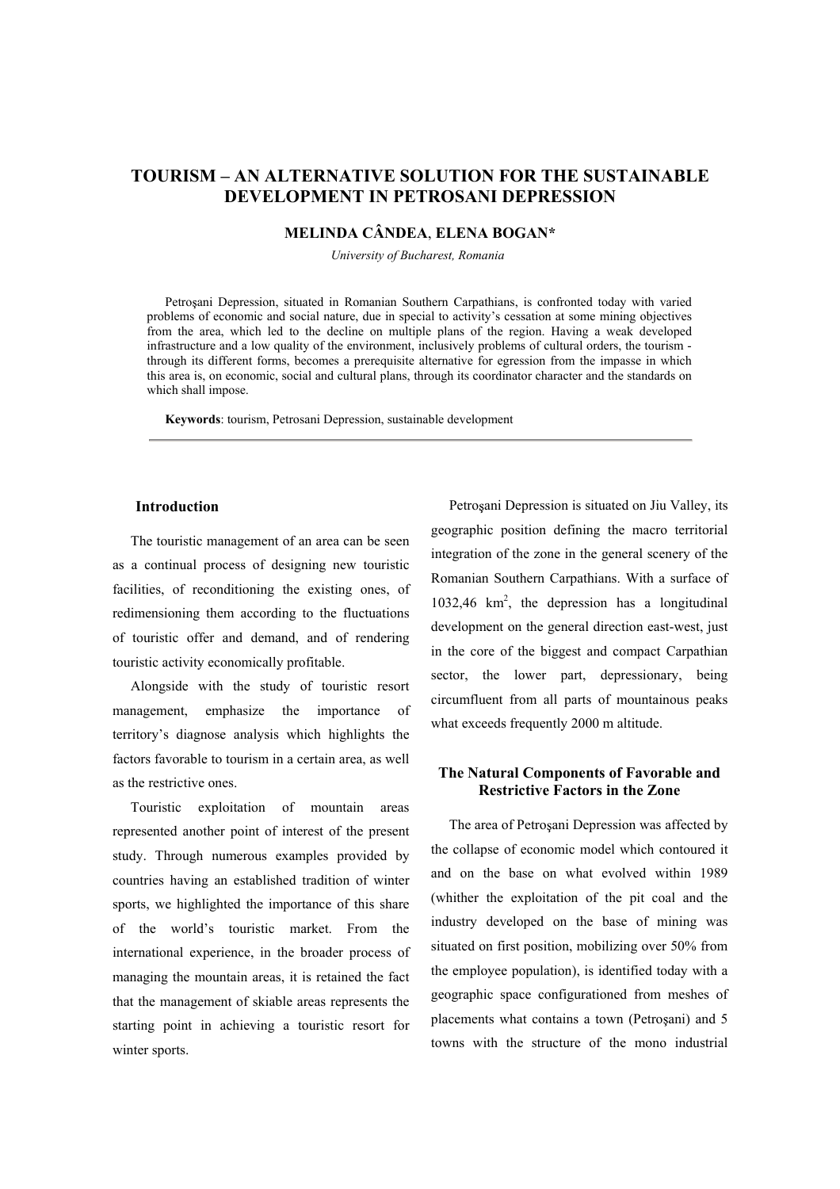# TOURISM – AN ALTERNATIVE SOLUTION FOR THE SUSTAINABLE DEVELOPMENT IN PETROSANI DEPRESSION

**MELINDA CÂNDEA**, **ELENA BOGAN***

*University of Bucharest, Romania*

Petroşani Depression, situated in Romanian Southern Carpathians, is confronted today with varied problems of economic and social nature, due in special to activity's cessation at some mining objectives from the area, which led to the decline on multiple plans of the region. Having a weak developed infrastructure and a low quality of the environment, inclusively problems of cultural orders, the tourism - through its different forms, becomes a prerequisite alternative for egression from the impasse in which this area is, on economic, social and cultural plans, through its coordinator character and the standards on which shall impose.

**Keywords**: tourism, Petrosani Depression, sustainable development

## Introduction

The touristic management of an area can be seen as a continual process of designing new touristic facilities, of reconditioning the existing ones, of redimensioning them according to the fluctuations of touristic offer and demand, and of rendering touristic activity economically profitable.

Alongside with the study of touristic resort management, emphasize the importance of territory's diagnose analysis which highlights the factors favorable to tourism in a certain area, as well as the restrictive ones.

Touristic exploitation of mountain areas represented another point of interest of the present study. Through numerous examples provided by countries having an established tradition of winter sports, we highlighted the importance of this share of the world's touristic market. From the international experience, in the broader process of managing the mountain areas, it is retained the fact that the management of skiable areas represents the starting point in achieving a touristic resort for winter sports.

Petroşani Depression is situated on Jiu Valley, its geographic position defining the macro territorial integration of the zone in the general scenery of the Romanian Southern Carpathians. With a surface of 1032,46 km$^2$, the depression has a longitudinal development on the general direction east-west, just in the core of the biggest and compact Carpathian sector, the lower part, depressionary, being circumfluent from all parts of mountainous peaks what exceeds frequently 2000 m altitude.

## The Natural Components of Favorable and Restrictive Factors in the Zone

The area of Petroşani Depression was affected by the collapse of economic model which contoured it and on the base on what evolved within 1989 (whither the exploitation of the pit coal and the industry developed on the base of mining was situated on first position, mobilizing over 50% from the employee population), is identified today with a geographic space configurationed from meshes of placements what contains a town (Petroşani) and 5 towns with the structure of the mono industrial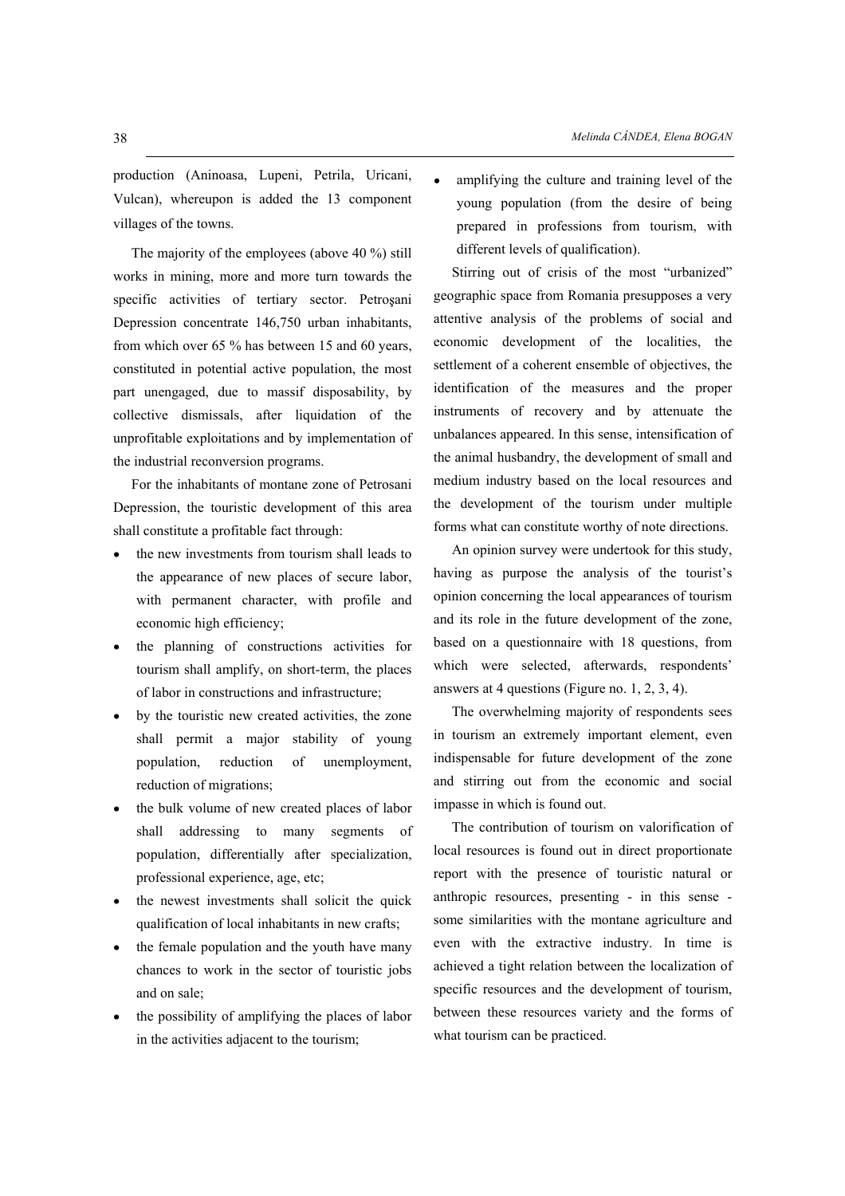production (Aninoasa, Lupeni, Petrila, Uricani, Vulcan), whereupon is added the 13 component villages of the towns.

The majority of the employees (above 40 %) still works in mining, more and more turn towards the specific activities of tertiary sector. Petroşani Depression concentrate 146,750 urban inhabitants, from which over 65 % has between 15 and 60 years, constituted in potential active population, the most part unengaged, due to massif disposability, by collective dismissals, after liquidation of the unprofitable exploitations and by implementation of the industrial reconversion programs.

For the inhabitants of montane zone of Petrosani Depression, the touristic development of this area shall constitute a profitable fact through:

- the new investments from tourism shall leads to the appearance of new places of secure labor, with permanent character, with profile and economic high efficiency;
- the planning of constructions activities for tourism shall amplify, on short-term, the places of labor in constructions and infrastructure;
- by the touristic new created activities, the zone shall permit a major stability of young population, reduction of unemployment, reduction of migrations;
- the bulk volume of new created places of labor shall addressing to many segments of population, differentially after specialization, professional experience, age, etc;
- the newest investments shall solicit the quick qualification of local inhabitants in new crafts;
- the female population and the youth have many chances to work in the sector of touristic jobs and on sale;
- the possibility of amplifying the places of labor in the activities adjacent to the tourism;
- amplifying the culture and training level of the young population (from the desire of being prepared in professions from tourism, with different levels of qualification).

Stirring out of crisis of the most "urbanized" geographic space from Romania presupposes a very attentive analysis of the problems of social and economic development of the localities, the settlement of a coherent ensemble of objectives, the identification of the measures and the proper instruments of recovery and by attenuate the unbalances appeared. In this sense, intensification of the animal husbandry, the development of small and medium industry based on the local resources and the development of the tourism under multiple forms what can constitute worthy of note directions.

An opinion survey were undertook for this study, having as purpose the analysis of the tourist's opinion concerning the local appearances of tourism and its role in the future development of the zone, based on a questionnaire with 18 questions, from which were selected, afterwards, respondents' answers at 4 questions (Figure no. 1, 2, 3, 4).

The overwhelming majority of respondents sees in tourism an extremely important element, even indispensable for future development of the zone and stirring out from the economic and social impasse in which is found out.

The contribution of tourism on valorification of local resources is found out in direct proportionate report with the presence of touristic natural or anthropic resources, presenting - in this sense - some similarities with the montane agriculture and even with the extractive industry. In time is achieved a tight relation between the localization of specific resources and the development of tourism, between these resources variety and the forms of what tourism can be practiced.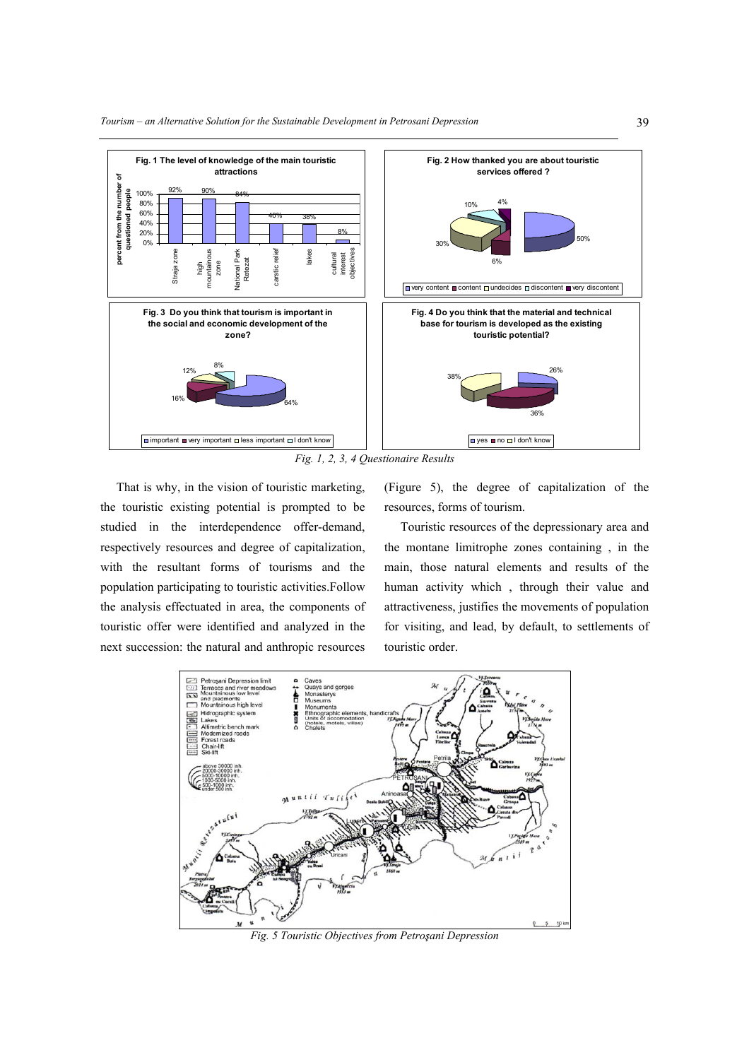Fig. 1, 2, 3, 4 Questionaire Results

That is why, in the vision of touristic marketing, the touristic existing potential is prompted to be studied in the interdependence offer-demand, respectively resources and degree of capitalization, with the resultant forms of tourisms and the population participating to touristic activities.Follow the analysis effectuated in area, the components of touristic offer were identified and analyzed in the next succession: the natural and anthropic resources (Figure 5), the degree of capitalization of the resources, forms of tourism.

Touristic resources of the depressionary area and the montane limitrophe zones containing , in the main, those natural elements and results of the human activity which , through their value and attractiveness, justifies the movements of population for visiting, and lead, by default, to settlements of touristic order.

Fig. 5 Touristic Objectives from Petroşani Depression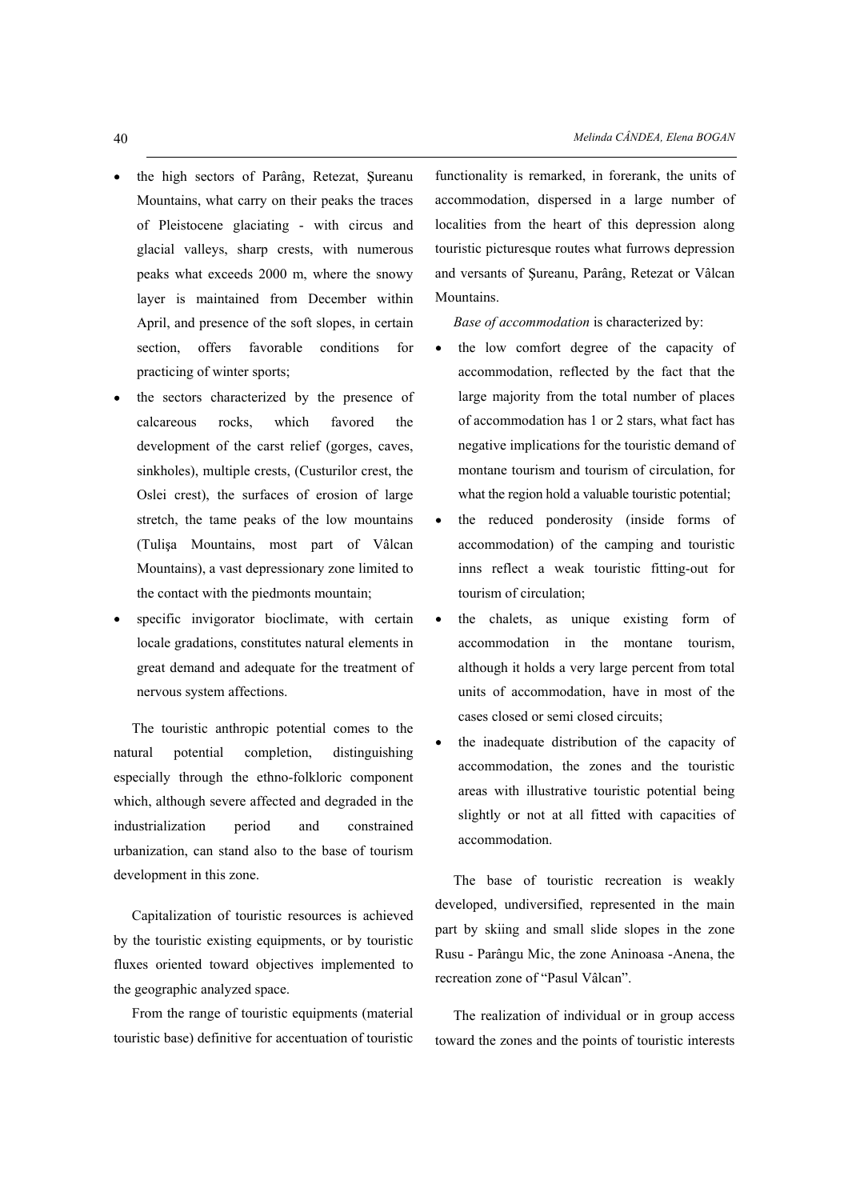- the high sectors of Parâng, Retezat, Şureanu Mountains, what carry on their peaks the traces of Pleistocene glaciating - with circus and glacial valleys, sharp crests, with numerous peaks what exceeds 2000 m, where the snowy layer is maintained from December within April, and presence of the soft slopes, in certain section, offers favorable conditions for practicing of winter sports;
- the sectors characterized by the presence of calcareous rocks, which favored the development of the carst relief (gorges, caves, sinkholes), multiple crests, (Custurilor crest, the Oslei crest), the surfaces of erosion of large stretch, the tame peaks of the low mountains (Tulişa Mountains, most part of Vâlcan Mountains), a vast depressionary zone limited to the contact with the piedmonts mountain;
- specific invigorator bioclimate, with certain locale gradations, constitutes natural elements in great demand and adequate for the treatment of nervous system affections.

The touristic anthropic potential comes to the natural potential completion, distinguishing especially through the ethno-folkloric component which, although severe affected and degraded in the industrialization period and constrained urbanization, can stand also to the base of tourism development in this zone.

Capitalization of touristic resources is achieved by the touristic existing equipments, or by touristic fluxes oriented toward objectives implemented to the geographic analyzed space.

From the range of touristic equipments (material touristic base) definitive for accentuation of touristic functionality is remarked, in forerank, the units of accommodation, dispersed in a large number of localities from the heart of this depression along touristic picturesque routes what furrows depression and versants of Şureanu, Parâng, Retezat or Vâlcan Mountains.

*Base of accommodation* is characterized by:

- the low comfort degree of the capacity of accommodation, reflected by the fact that the large majority from the total number of places of accommodation has 1 or 2 stars, what fact has negative implications for the touristic demand of montane tourism and tourism of circulation, for what the region hold a valuable touristic potential;
- the reduced ponderosity (inside forms of accommodation) of the camping and touristic inns reflect a weak touristic fitting-out for tourism of circulation;
- the chalets, as unique existing form of accommodation in the montane tourism, although it holds a very large percent from total units of accommodation, have in most of the cases closed or semi closed circuits;
- the inadequate distribution of the capacity of accommodation, the zones and the touristic areas with illustrative touristic potential being slightly or not at all fitted with capacities of accommodation.

The base of touristic recreation is weakly developed, undiversified, represented in the main part by skiing and small slide slopes in the zone Rusu - Parângu Mic, the zone Aninoasa -Anena, the recreation zone of "Pasul Vâlcan".

The realization of individual or in group access toward the zones and the points of touristic interests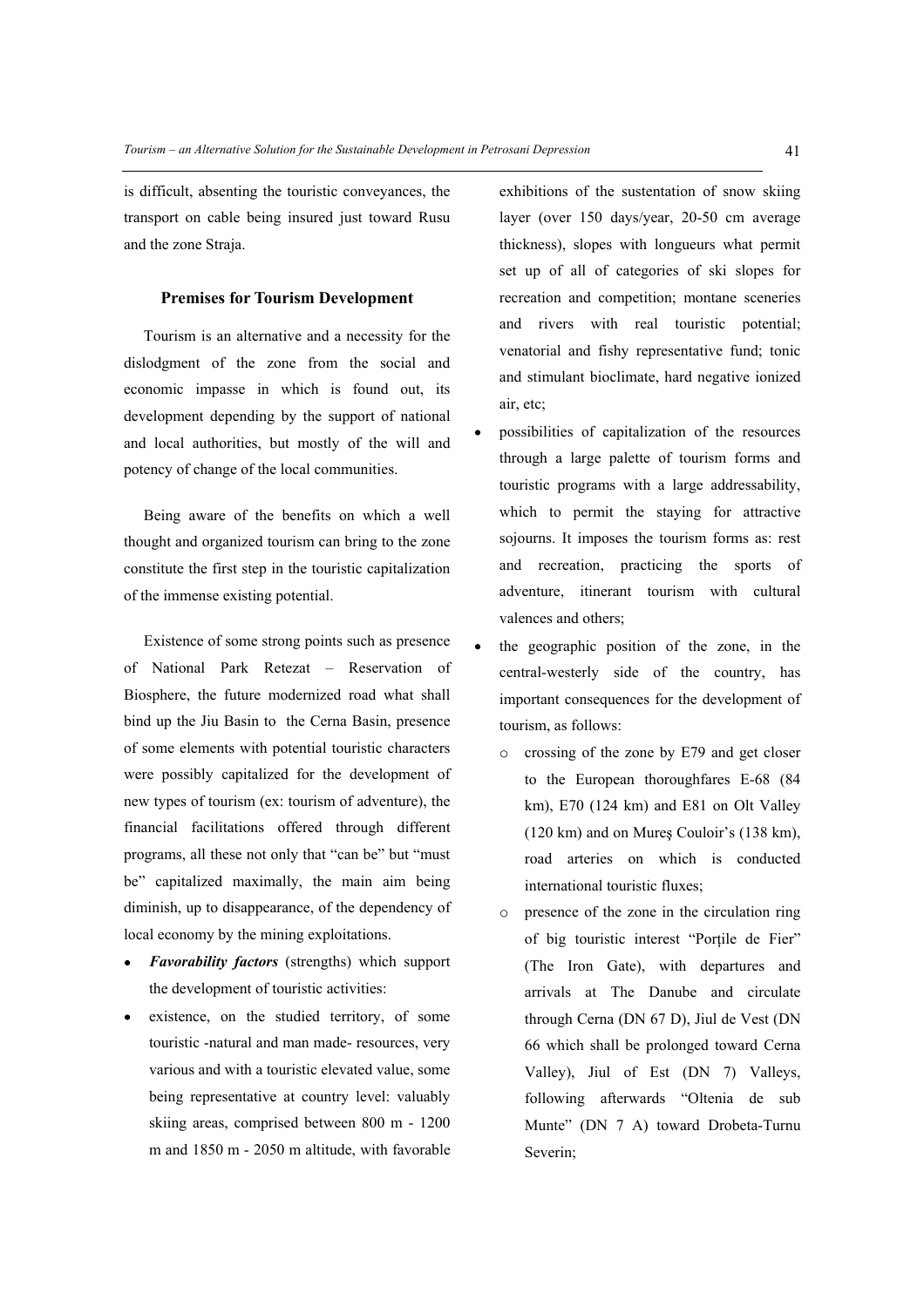is difficult, absenting the touristic conveyances, the transport on cable being insured just toward Rusu and the zone Straja.

### Premises for Tourism Development

Tourism is an alternative and a necessity for the dislodgment of the zone from the social and economic impasse in which is found out, its development depending by the support of national and local authorities, but mostly of the will and potency of change of the local communities.

Being aware of the benefits on which a well thought and organized tourism can bring to the zone constitute the first step in the touristic capitalization of the immense existing potential.

Existence of some strong points such as presence of National Park Retezat – Reservation of Biosphere, the future modernized road what shall bind up the Jiu Basin to the Cerna Basin, presence of some elements with potential touristic characters were possibly capitalized for the development of new types of tourism (ex: tourism of adventure), the financial facilitations offered through different programs, all these not only that "can be" but "must be" capitalized maximally, the main aim being diminish, up to disappearance, of the dependency of local economy by the mining exploitations.

- ***Favorability factors*** (strengths) which support the development of touristic activities:
- existence, on the studied territory, of some touristic -natural and man made- resources, very various and with a touristic elevated value, some being representative at country level: valuably skiing areas, comprised between 800 m - 1200 m and 1850 m - 2050 m altitude, with favorable exhibitions of the sustentation of snow skiing layer (over 150 days/year, 20-50 cm average thickness), slopes with longueurs what permit set up of all of categories of ski slopes for recreation and competition; montane sceneries and rivers with real touristic potential; venatorial and fishy representative fund; tonic and stimulant bioclimate, hard negative ionized air, etc;
- possibilities of capitalization of the resources through a large palette of tourism forms and touristic programs with a large addressability, which to permit the staying for attractive sojourns. It imposes the tourism forms as: rest and recreation, practicing the sports of adventure, itinerant tourism with cultural valences and others;
- the geographic position of the zone, in the central-westerly side of the country, has important consequences for the development of tourism, as follows:
  - crossing of the zone by E79 and get closer to the European thoroughfares E-68 (84 km), E70 (124 km) and E81 on Olt Valley (120 km) and on Mureş Couloir's (138 km), road arteries on which is conducted international touristic fluxes;
  - presence of the zone in the circulation ring of big touristic interest "Porţile de Fier" (The Iron Gate), with departures and arrivals at The Danube and circulate through Cerna (DN 67 D), Jiul de Vest (DN 66 which shall be prolonged toward Cerna Valley), Jiul of Est (DN 7) Valleys, following afterwards "Oltenia de sub Munte" (DN 7 A) toward Drobeta-Turnu Severin;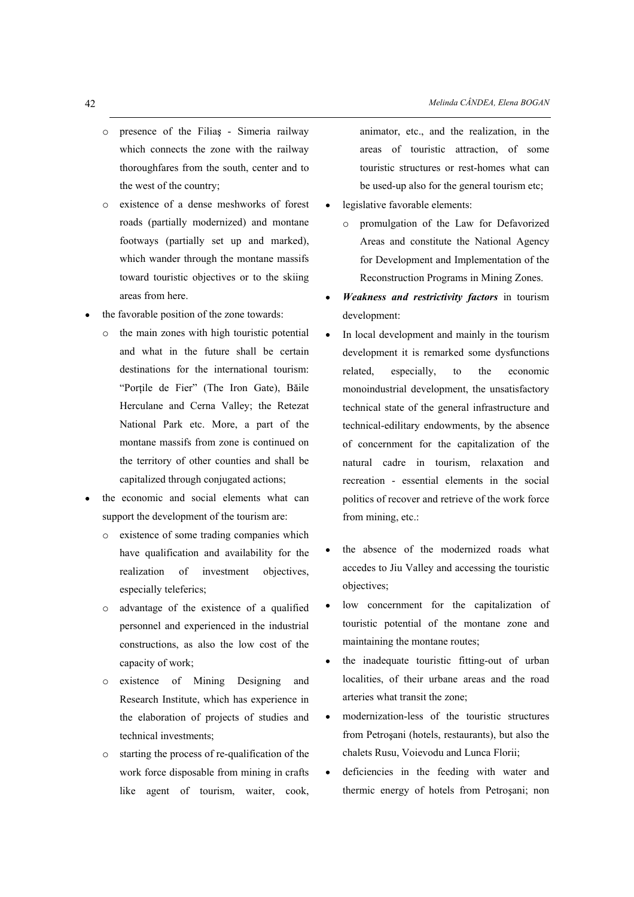- presence of the Filiaş - Simeria railway which connects the zone with the railway thoroughfares from the south, center and to the west of the country;
- existence of a dense meshworks of forest roads (partially modernized) and montane footways (partially set up and marked), which wander through the montane massifs toward touristic objectives or to the skiing areas from here.

- the favorable position of the zone towards:
  - the main zones with high touristic potential and what in the future shall be certain destinations for the international tourism: "Porțile de Fier" (The Iron Gate), Băile Herculane and Cerna Valley; the Retezat National Park etc. More, a part of the montane massifs from zone is continued on the territory of other counties and shall be capitalized through conjugated actions;
- the economic and social elements what can support the development of the tourism are:
  - existence of some trading companies which have qualification and availability for the realization of investment objectives, especially teleferics;
  - advantage of the existence of a qualified personnel and experienced in the industrial constructions, as also the low cost of the capacity of work;
  - existence of Mining Designing and Research Institute, which has experience in the elaboration of projects of studies and technical investments;
  - starting the process of re-qualification of the work force disposable from mining in crafts like agent of tourism, waiter, cook, animator, etc., and the realization, in the areas of touristic attraction, of some touristic structures or rest-homes what can be used-up also for the general tourism etc;
- legislative favorable elements:
  - promulgation of the Law for Defavorized Areas and constitute the National Agency for Development and Implementation of the Reconstruction Programs in Mining Zones.
- ***Weakness and restrictivity factors*** in tourism development:
- In local development and mainly in the tourism development it is remarked some dysfunctions related, especially, to the economic monoindustrial development, the unsatisfactory technical state of the general infrastructure and technical-edilitary endowments, by the absence of concernment for the capitalization of the natural cadre in tourism, relaxation and recreation - essential elements in the social politics of recover and retrieve of the work force from mining, etc.:

- the absence of the modernized roads what accedes to Jiu Valley and accessing the touristic objectives;
- low concernment for the capitalization of touristic potential of the montane zone and maintaining the montane routes;
- the inadequate touristic fitting-out of urban localities, of their urbane areas and the road arteries what transit the zone;
- modernization-less of the touristic structures from Petroşani (hotels, restaurants), but also the chalets Rusu, Voievodu and Lunca Florii;
- deficiencies in the feeding with water and thermic energy of hotels from Petroşani; non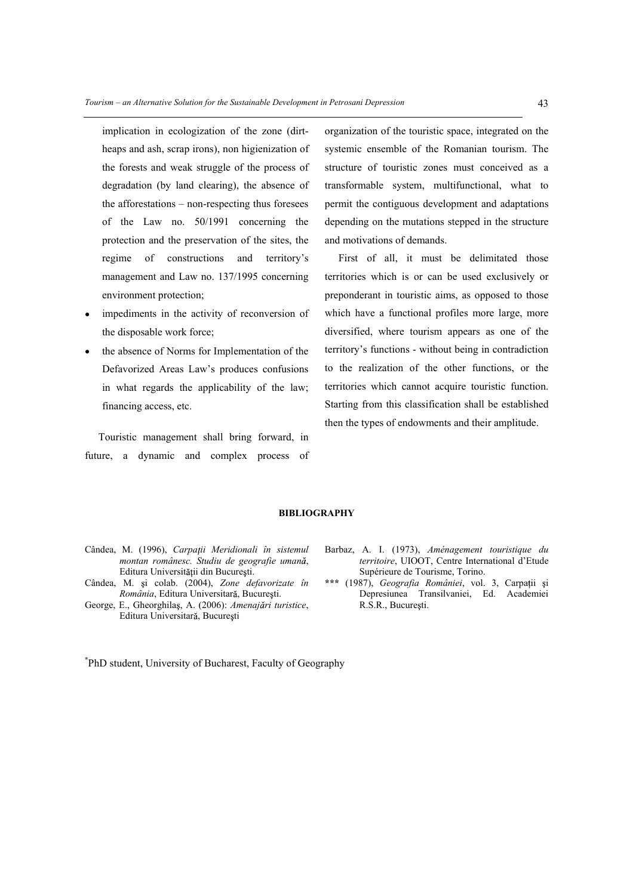implication in ecologization of the zone (dirt-heaps and ash, scrap irons), non higienization of the forests and weak struggle of the process of degradation (by land clearing), the absence of the afforestations – non-respecting thus foresees of the Law no. 50/1991 concerning the protection and the preservation of the sites, the regime of constructions and territory's management and Law no. 137/1995 concerning environment protection;

- impediments in the activity of reconversion of the disposable work force;
- the absence of Norms for Implementation of the Defavorized Areas Law's produces confusions in what regards the applicability of the law; financing access, etc.

Touristic management shall bring forward, in future, a dynamic and complex process of organization of the touristic space, integrated on the systemic ensemble of the Romanian tourism. The structure of touristic zones must conceived as a transformable system, multifunctional, what to permit the contiguous development and adaptations depending on the mutations stepped in the structure and motivations of demands.

First of all, it must be delimitated those territories which is or can be used exclusively or preponderant in touristic aims, as opposed to those which have a functional profiles more large, more diversified, where tourism appears as one of the territory's functions - without being in contradiction to the realization of the other functions, or the territories which cannot acquire touristic function. Starting from this classification shall be established then the types of endowments and their amplitude.

**BIBLIOGRAPHY**

Cândea, M. (1996), *Carpaţii Meridionali în sistemul montan românesc. Studiu de geografie umană*, Editura Universităţii din Bucureşti.

Cândea, M. şi colab. (2004), *Zone defavorizate în România*, Editura Universitară, Bucureşti.

George, E., Gheorghilaş, A. (2006): *Amenajări turistice*, Editura Universitară, Bucureşti

Barbaz, A. I. (1973), *Aménagement touristique du territoire*, UIOOT, Centre International d'Etude Supérieure de Tourisme, Torino.

*** (1987), *Geografia României*, vol. 3, Carpaţii şi Depresiunea Transilvaniei, Ed. Academiei R.S.R., Bucureşti.

*PhD student, University of Bucharest, Faculty of Geography